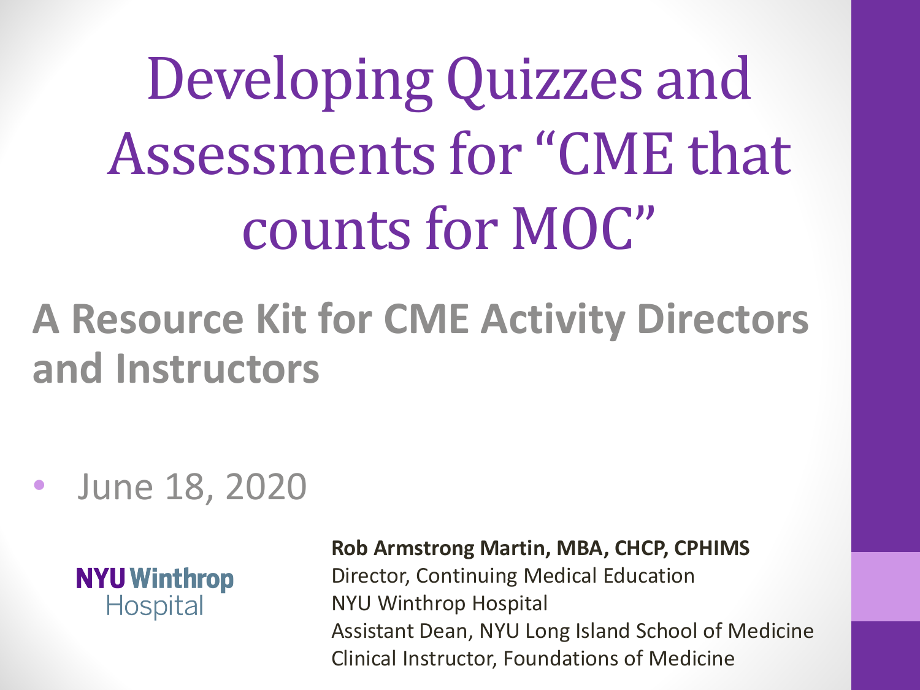# Developing Quizzes and Assessments for "CME that counts for MOC"

## A Resource Kit for CME Activity Directors and Instructors

- June 18, 2020

NYU Winthrop Hospital

**Rob Armstrong Martin, MBA, CHCP, CPHIMS**
Director, Continuing Medical Education
NYU Winthrop Hospital
Assistant Dean, NYU Long Island School of Medicine
Clinical Instructor, Foundations of Medicine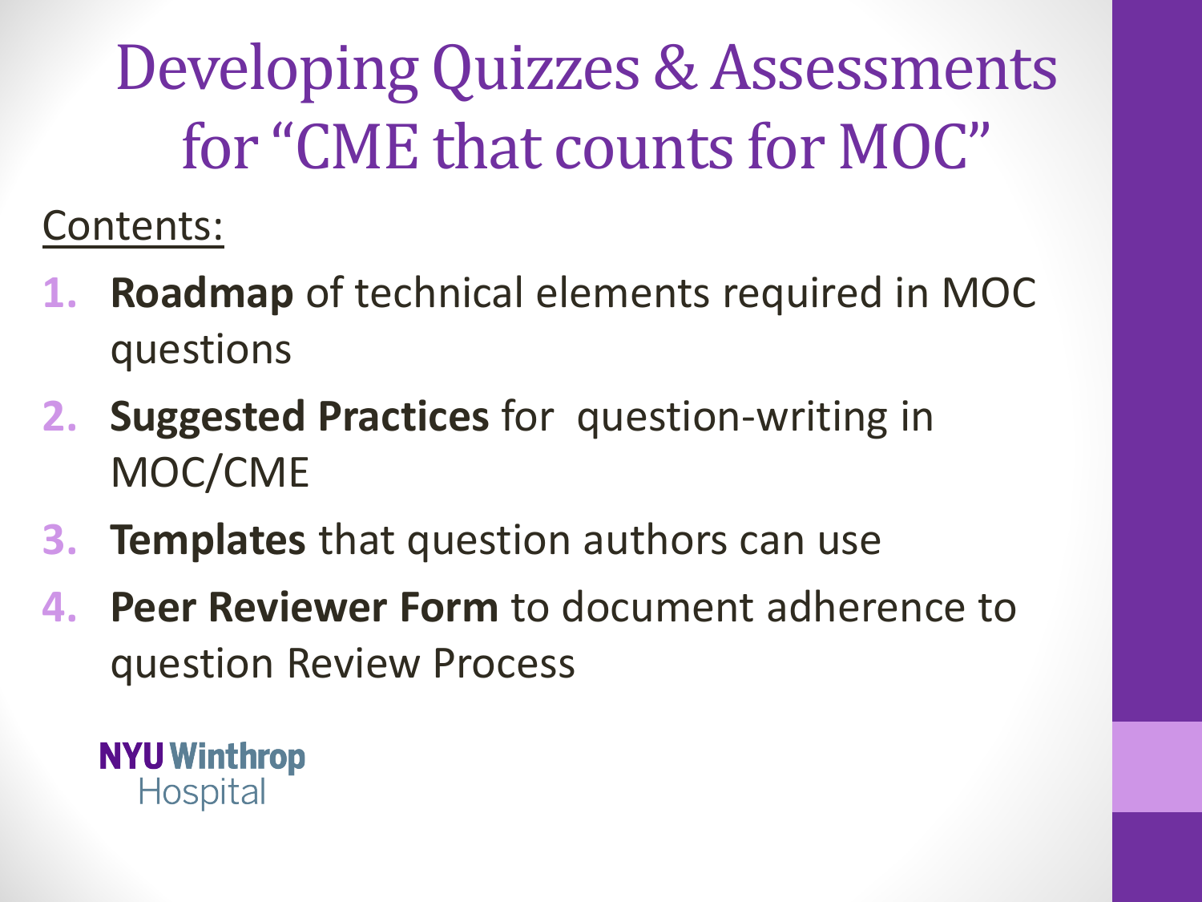# Developing Quizzes & Assessments for "CME that counts for MOC"

<u>Contents:</u>

1. **Roadmap** of technical elements required in MOC questions
2. **Suggested Practices** for question-writing in MOC/CME
3. **Templates** that question authors can use
4. **Peer Reviewer Form** to document adherence to question Review Process

NYU Winthrop Hospital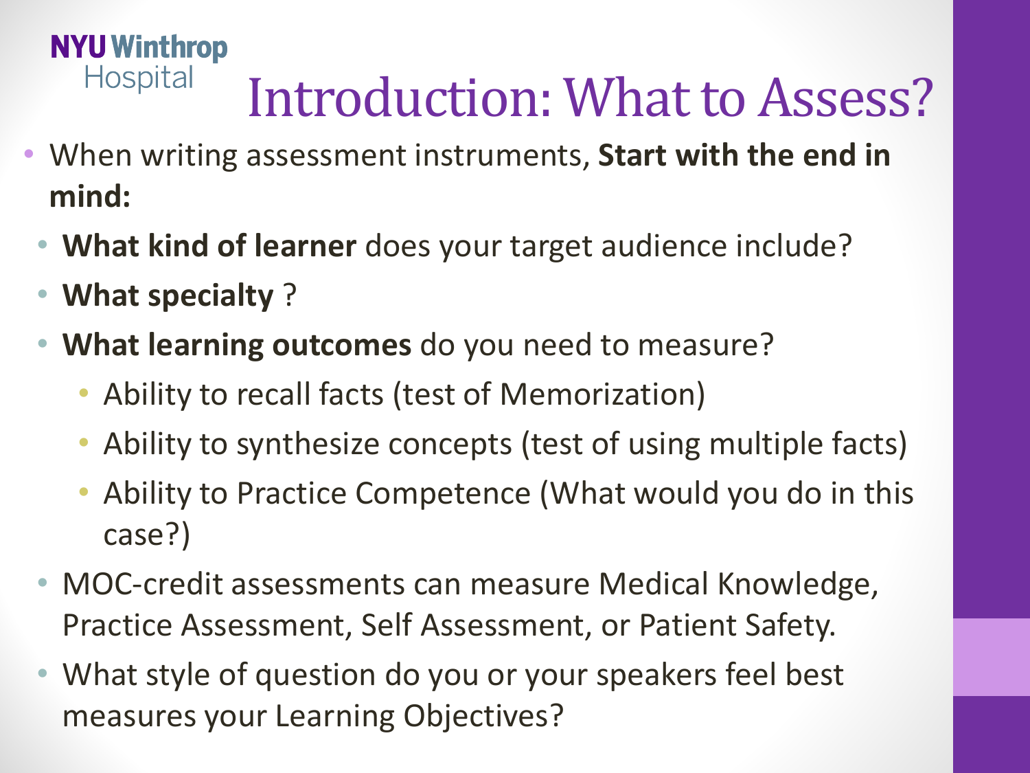# Introduction: What to Assess?

- When writing assessment instruments, **Start with the end in mind:**
  - **What kind of learner** does your target audience include?
  - **What specialty** ?
  - **What learning outcomes** do you need to measure?
    - Ability to recall facts (test of Memorization)
    - Ability to synthesize concepts (test of using multiple facts)
    - Ability to Practice Competence (What would you do in this case?)
  - MOC-credit assessments can measure Medical Knowledge, Practice Assessment, Self Assessment, or Patient Safety.
  - What style of question do you or your speakers feel best measures your Learning Objectives?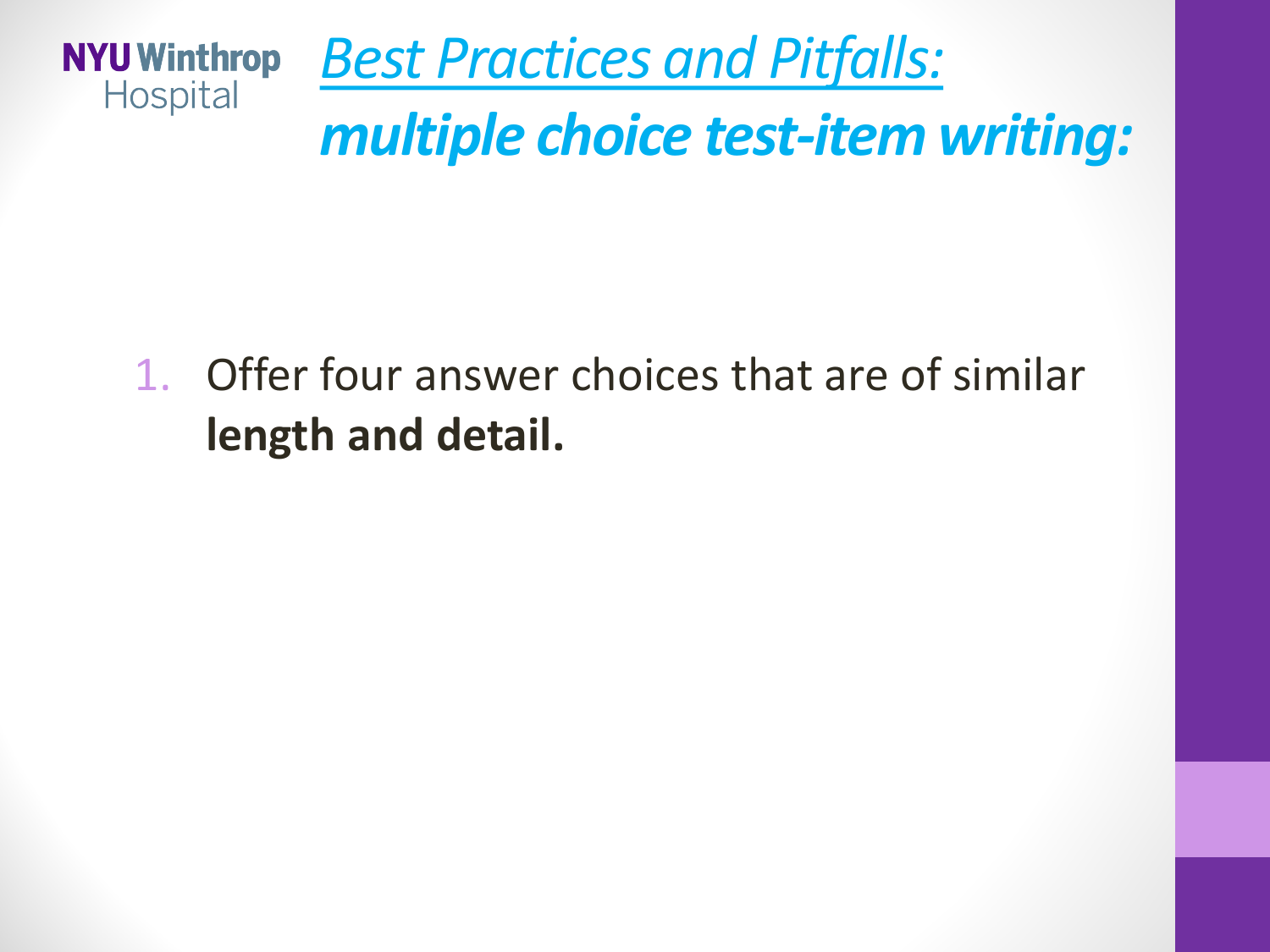# *Best Practices and Pitfalls:*
## ***multiple choice test-item writing:***

1. Offer four answer choices that are of similar **length and detail.**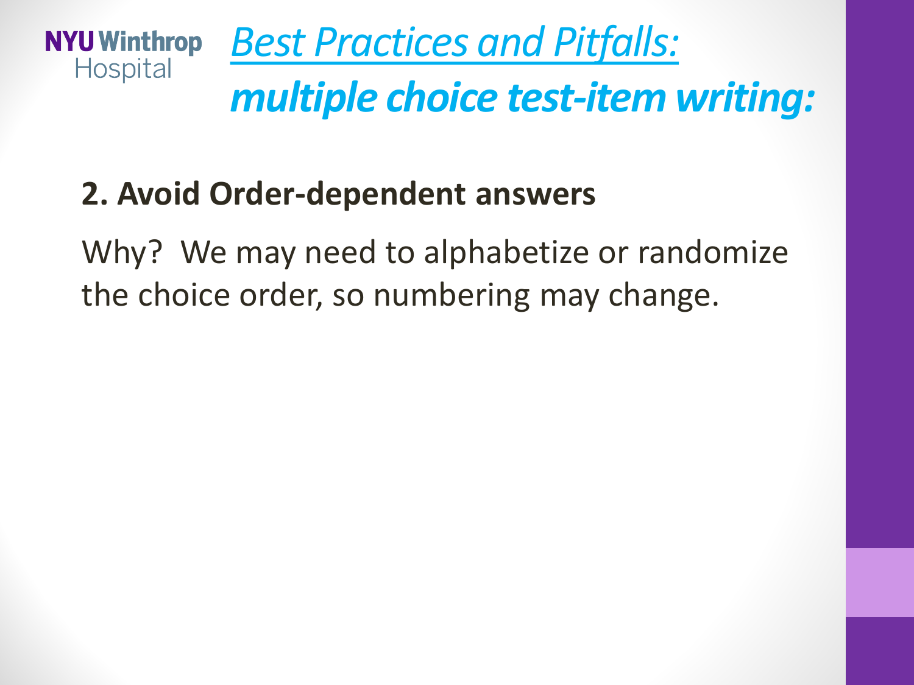# *Best Practices and Pitfalls:*
## ***multiple choice test-item writing:***

**2. Avoid Order-dependent answers**

Why? We may need to alphabetize or randomize the choice order, so numbering may change.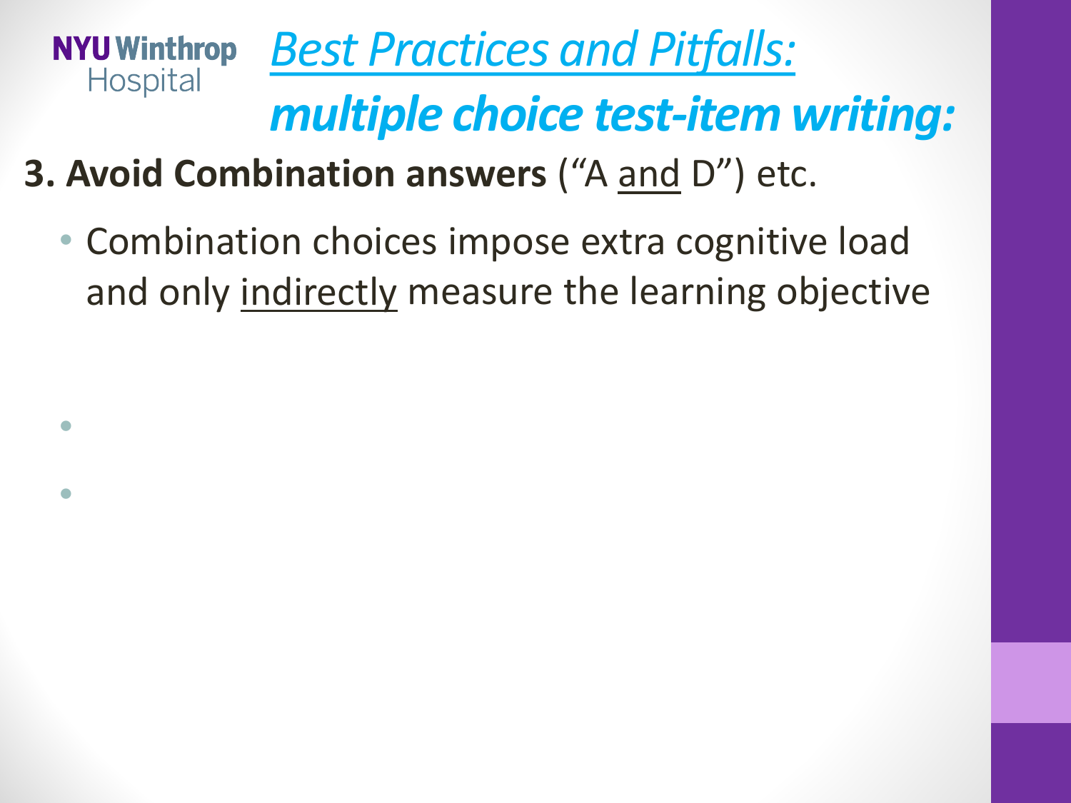# *Best Practices and Pitfalls:*
## ***multiple choice test-item writing:***

**3. Avoid Combination answers** ("A <u>and</u> D") etc.

- Combination choices impose extra cognitive load and only <u>indirectly</u> measure the learning objective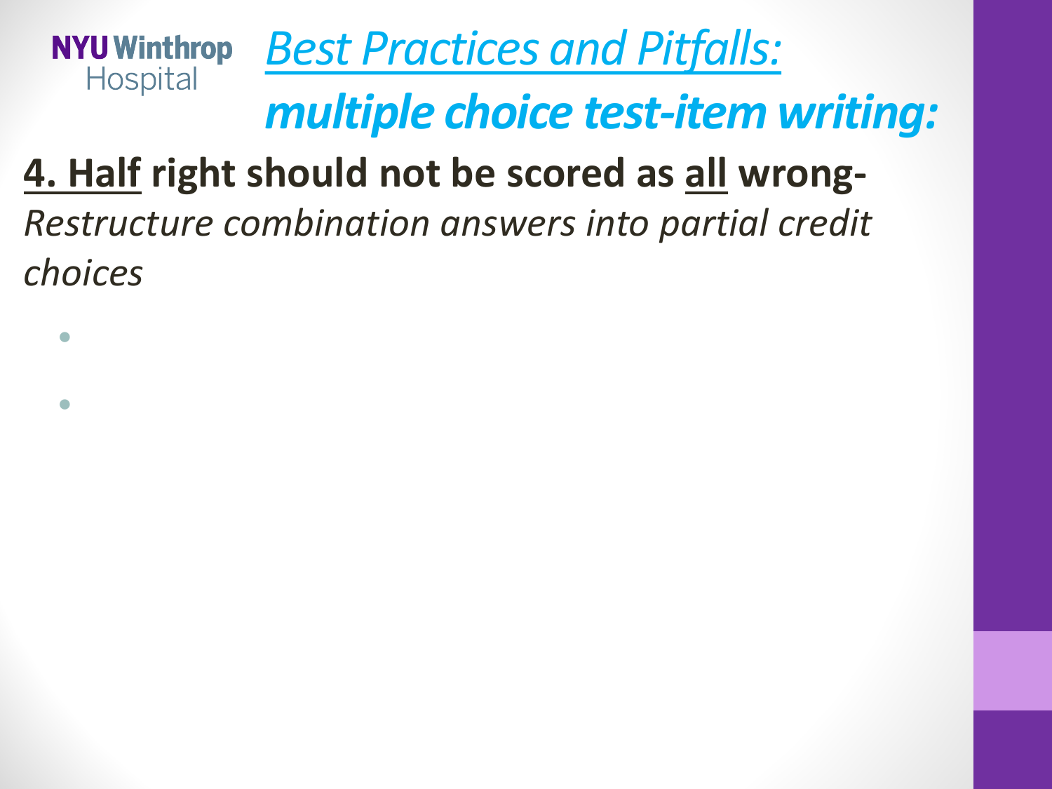NYU Winthrop Hospital

# *Best Practices and Pitfalls:*
## ***multiple choice test-item writing:***

**4. Half right should not be scored as all wrong-**

*Restructure combination answers into partial credit choices*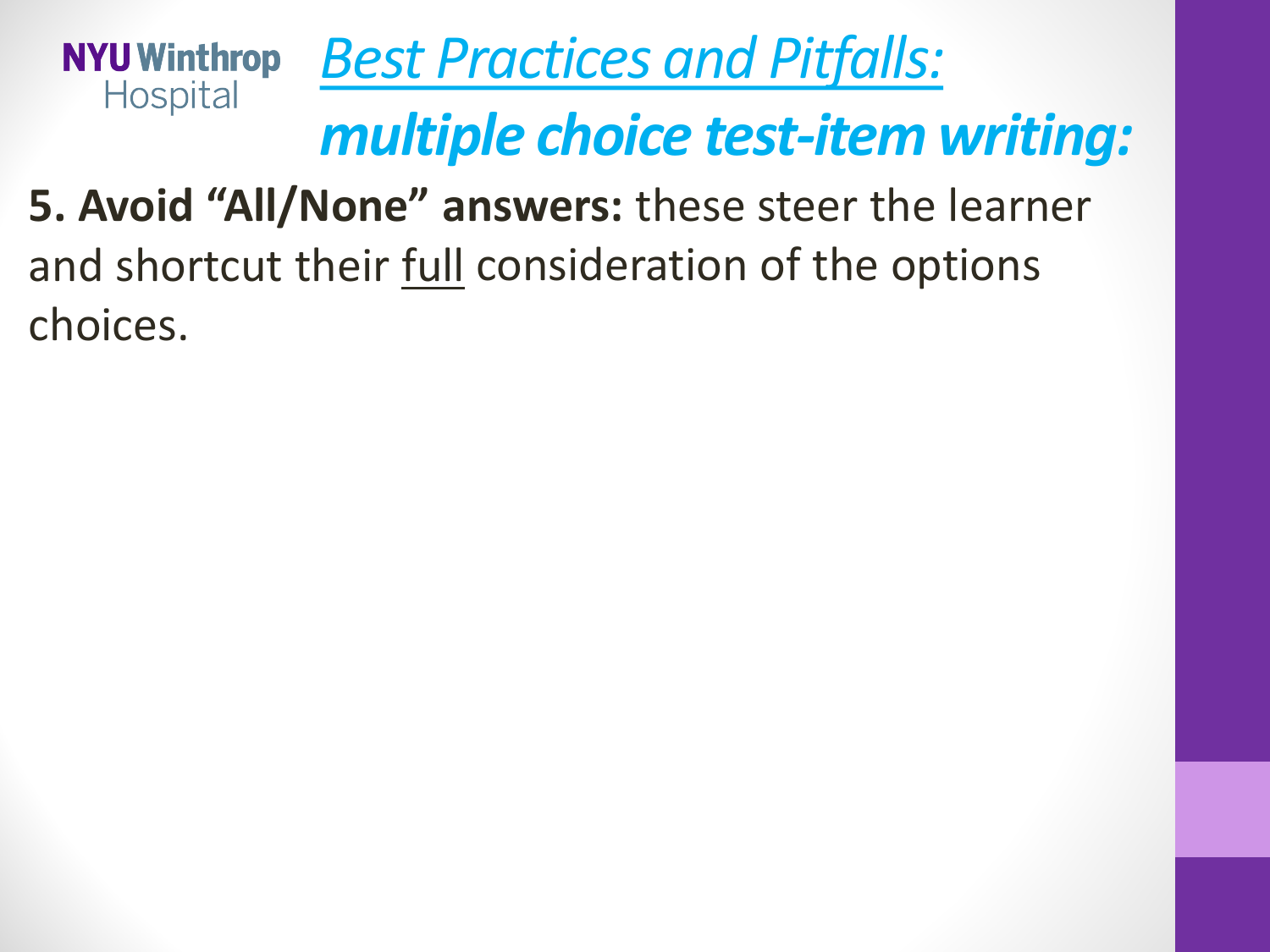# *Best Practices and Pitfalls:*
## ***multiple choice test-item writing:***

**5. Avoid "All/None" answers:** these steer the learner and shortcut their full consideration of the options choices.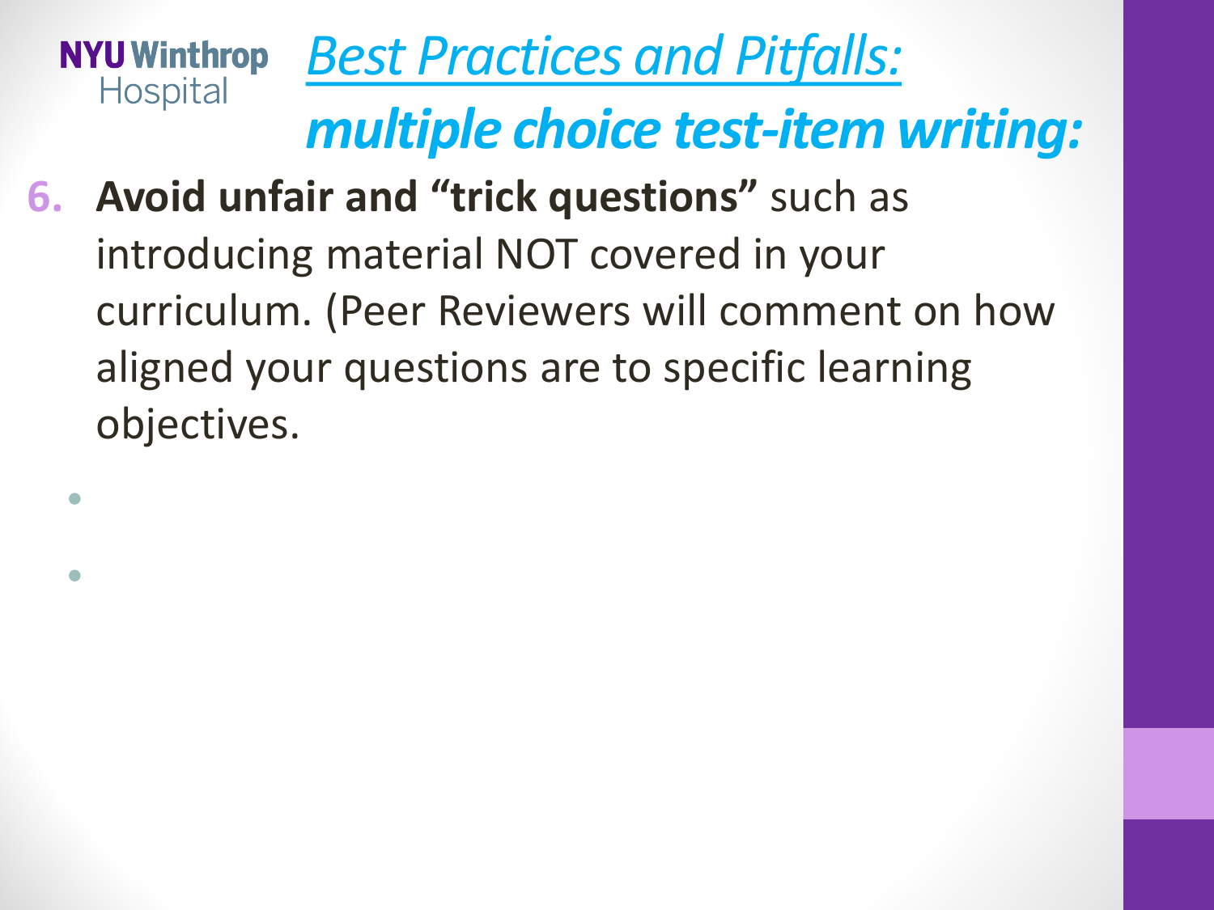# *Best Practices and Pitfalls:* ***multiple choice test-item writing:***

6. **Avoid unfair and "trick questions"** such as introducing material NOT covered in your curriculum. (Peer Reviewers will comment on how aligned your questions are to specific learning objectives.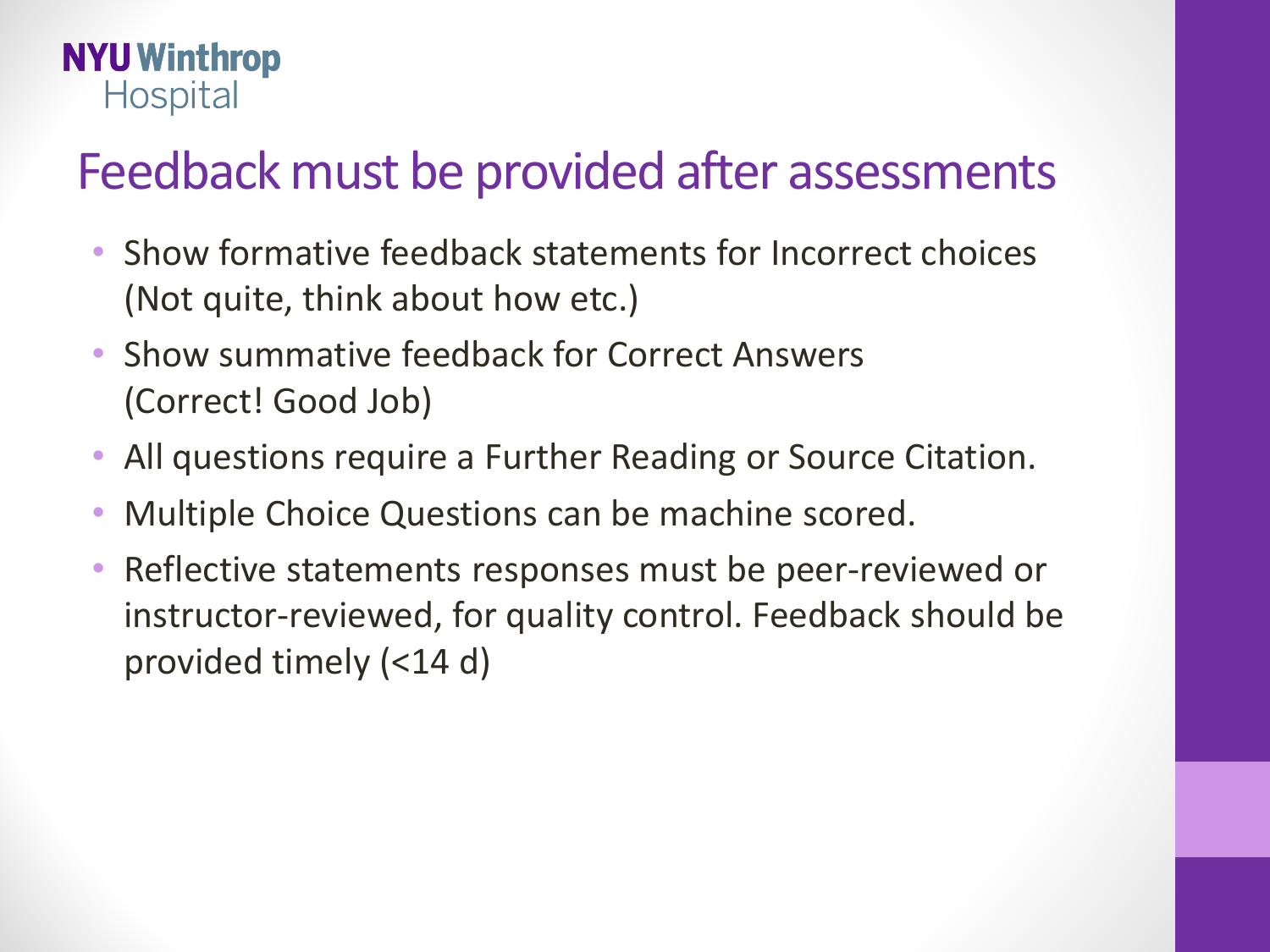# Feedback must be provided after assessments

- Show formative feedback statements for Incorrect choices (Not quite, think about how etc.)
- Show summative feedback for Correct Answers (Correct! Good Job)
- All questions require a Further Reading or Source Citation.
- Multiple Choice Questions can be machine scored.
- Reflective statements responses must be peer-reviewed or instructor-reviewed, for quality control. Feedback should be provided timely (<14 d)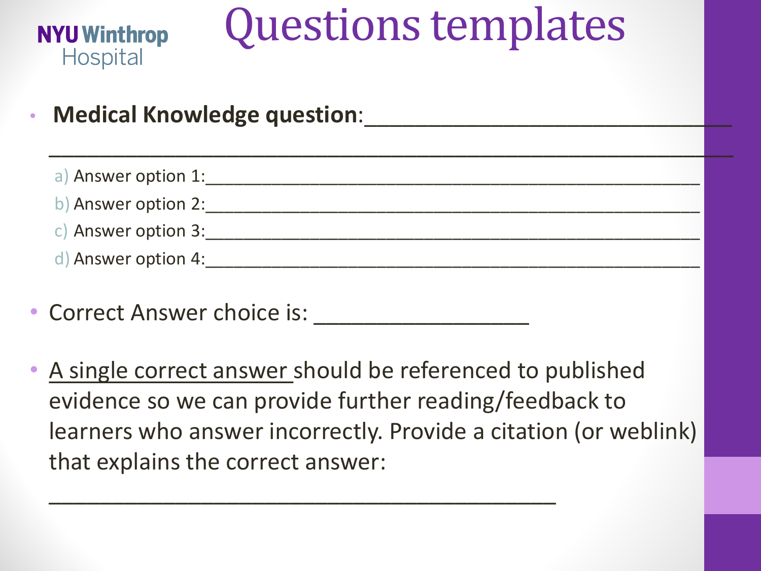NYU Winthrop Hospital

# Questions templates

- **Medical Knowledge question**:________________________________
___________________________________________________________
    a) Answer option 1:____________________________________________
    b) Answer option 2:____________________________________________
    c) Answer option 3:____________________________________________
    d) Answer option 4:____________________________________________

- Correct Answer choice is: ________________

- A single correct answer should be referenced to published evidence so we can provide further reading/feedback to learners who answer incorrectly. Provide a citation (or weblink) that explains the correct answer:

  _______________________________________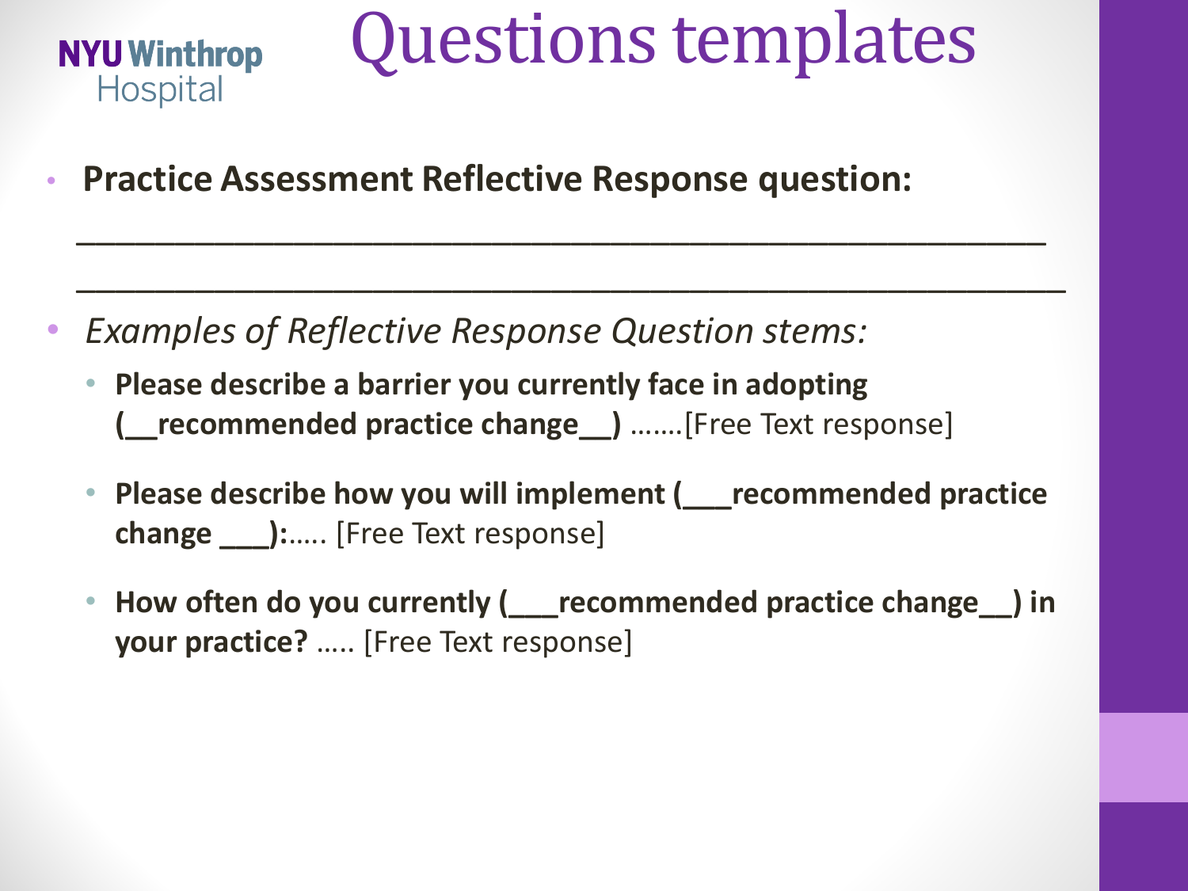# Questions templates

NYU Winthrop Hospital

- **Practice Assessment Reflective Response question:**

  ________________________________________________________________

  ________________________________________________________________

- *Examples of Reflective Response Question stems:*
  - **Please describe a barrier you currently face in adopting (__recommended practice change__)** …….[Free Text response]
  - **Please describe how you will implement (___recommended practice change ___):**….. [Free Text response]
  - **How often do you currently (___recommended practice change__) in your practice?** ….. [Free Text response]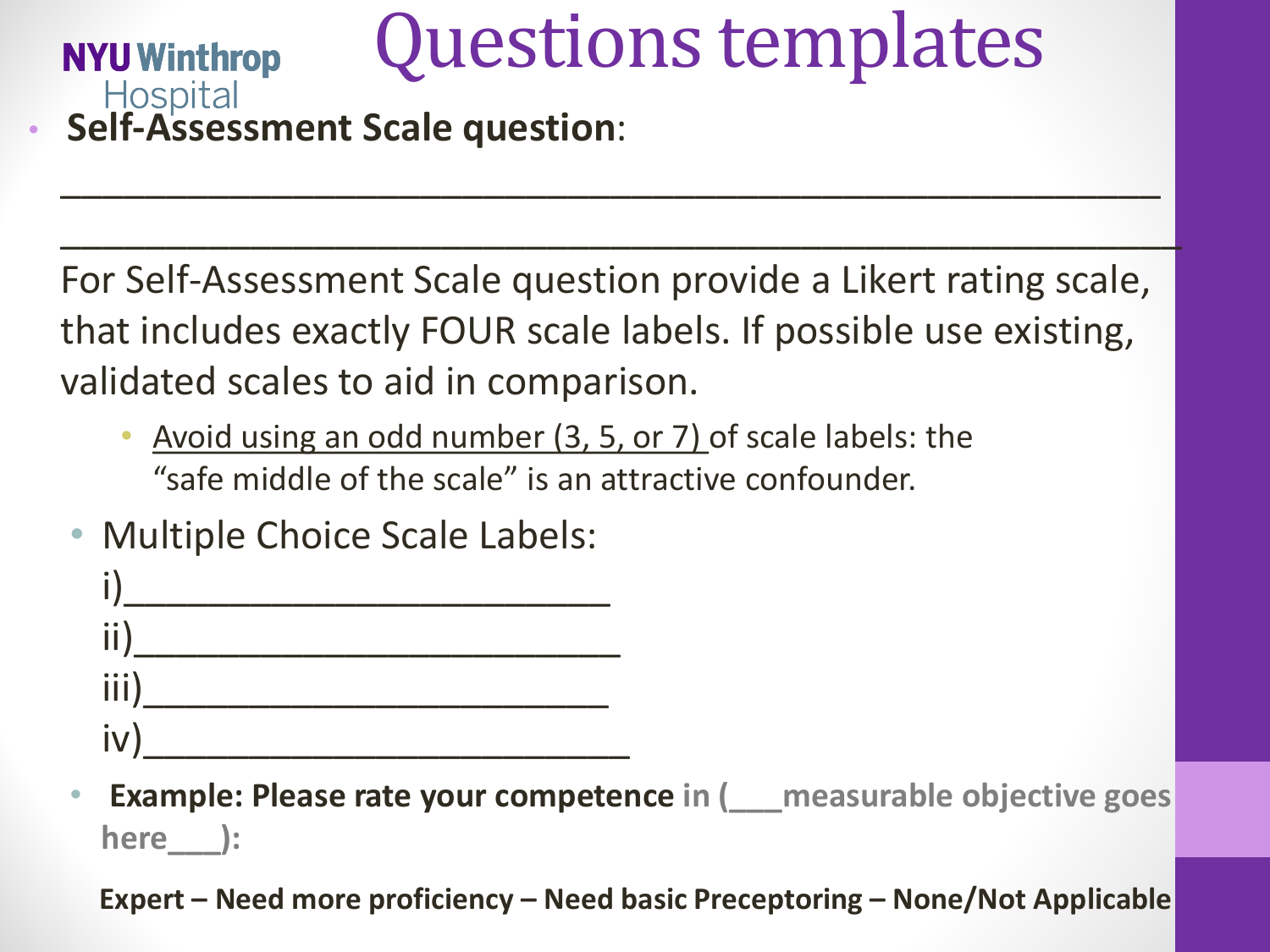# Questions templates

NYU Winthrop Hospital

- **Self-Assessment Scale question**:

______________________________________________________________
______________________________________________________________

For Self-Assessment Scale question provide a Likert rating scale, that includes exactly FOUR scale labels. If possible use existing, validated scales to aid in comparison.

- Avoid using an odd number (3, 5, or 7) of scale labels: the "safe middle of the scale" is an attractive confounder.

- Multiple Choice Scale Labels:

  i)________________________
  ii)________________________
  iii)________________________
  iv)________________________

- **Example: Please rate your competence in (___measurable objective goes here___):**

**Expert – Need more proficiency – Need basic Preceptoring – None/Not Applicable**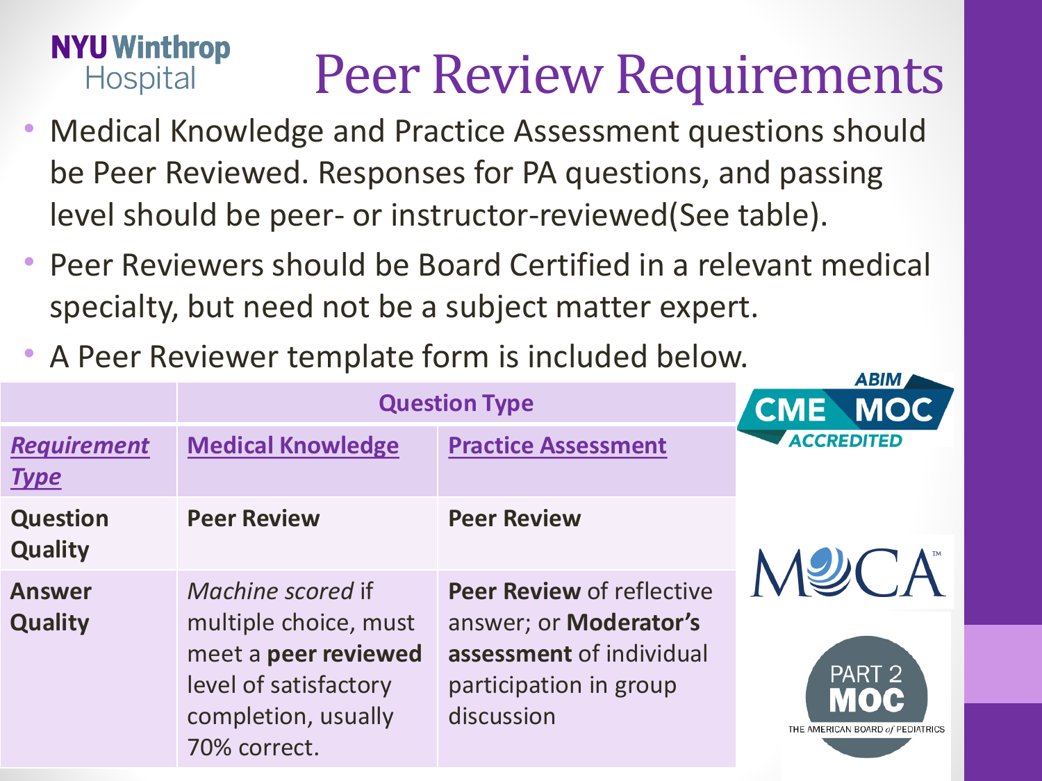NYU Winthrop Hospital

# Peer Review Requirements

- Medical Knowledge and Practice Assessment questions should be Peer Reviewed. Responses for PA questions, and passing level should be peer- or instructor-reviewed(See table).
- Peer Reviewers should be Board Certified in a relevant medical specialty, but need not be a subject matter expert.
- A Peer Reviewer template form is included below.

| | **Question Type** | |
|---|---|---|
| ***Requirement Type*** | **Medical Knowledge** | **Practice Assessment** |
| **Question Quality** | **Peer Review** | **Peer Review** |
| **Answer Quality** | *Machine scored* if multiple choice, must meet a **peer reviewed** level of satisfactory completion, usually 70% correct. | **Peer Review** of reflective answer; or **Moderator's assessment** of individual participation in group discussion |

ABIM CME MOC ACCREDITED

MOCA™

PART 2 MOC THE AMERICAN BOARD of PEDIATRICS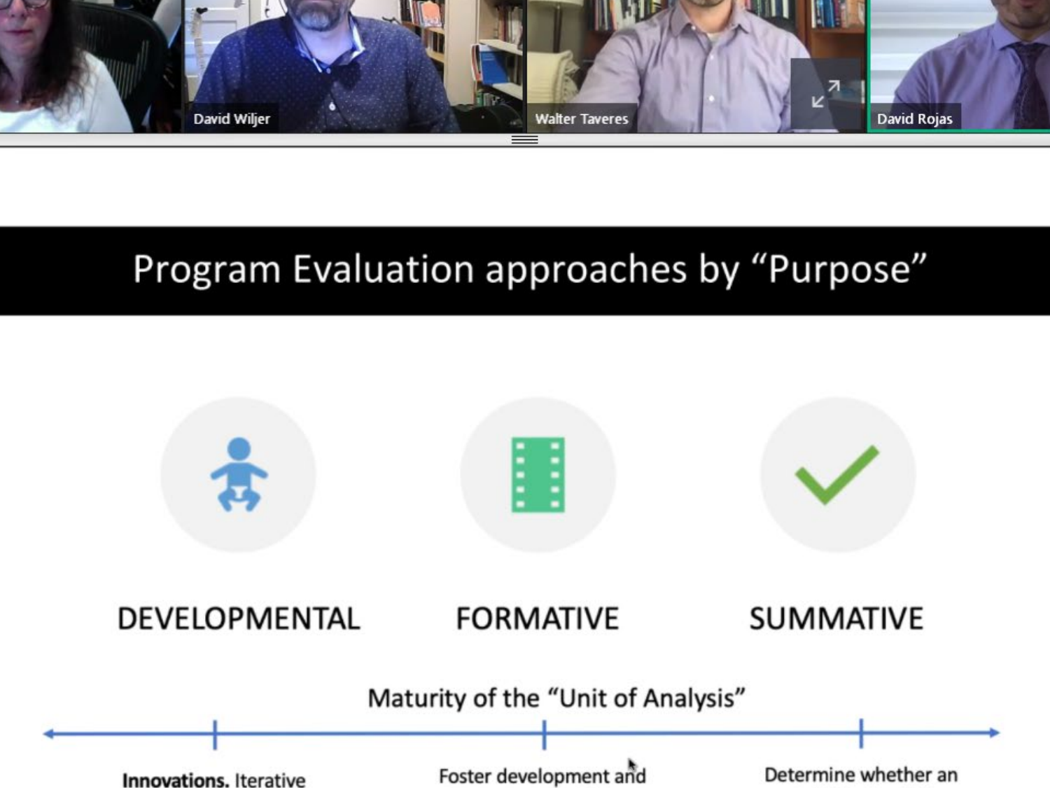David Wiljer

Walter Taveres

David Rojas

# Program Evaluation approaches by "Purpose"

DEVELOPMENTAL

FORMATIVE

SUMMATIVE

Maturity of the "Unit of Analysis"

**Innovations.** Iterative

Foster development and

Determine whether an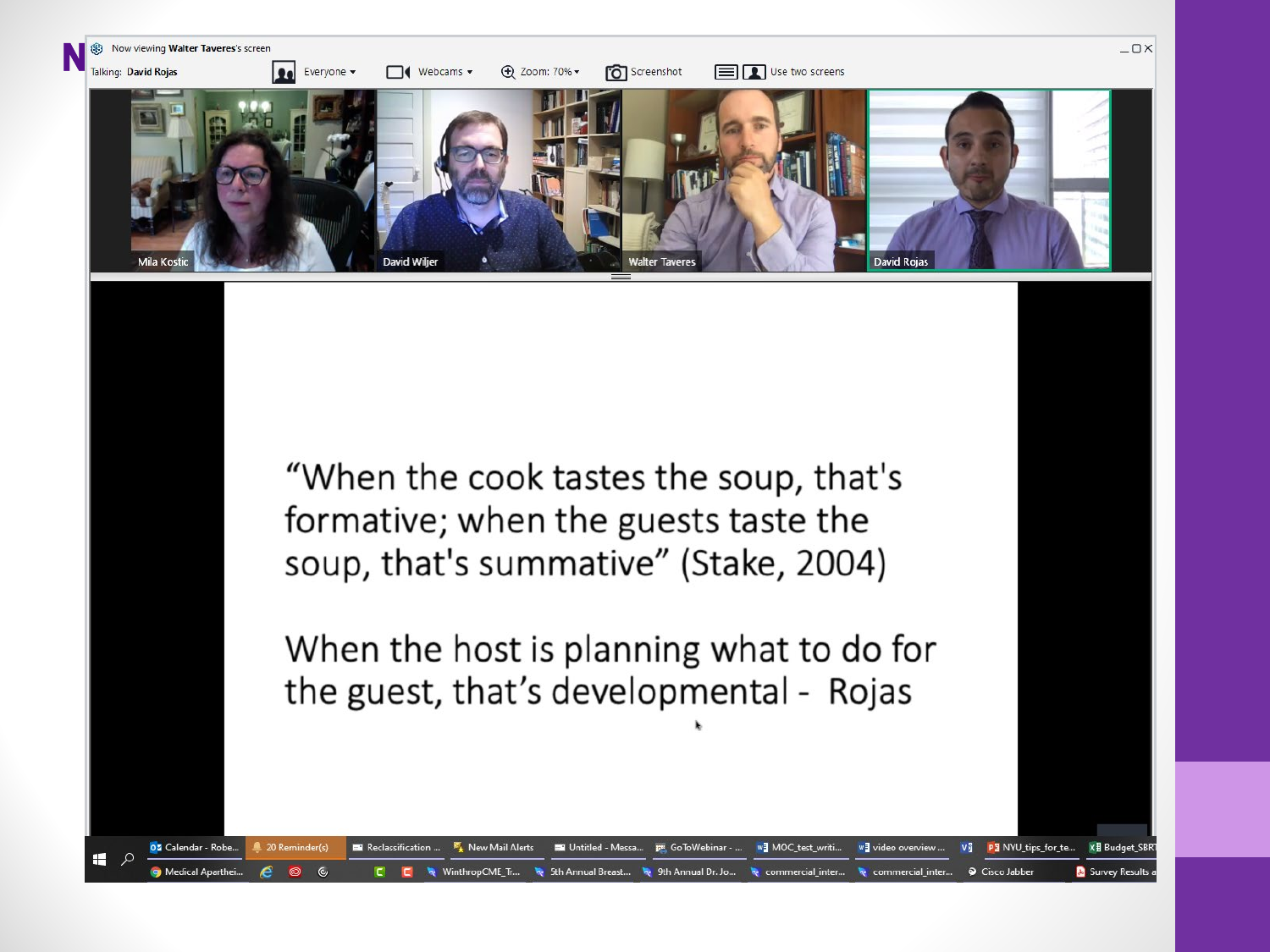"When the cook tastes the soup, that's formative; when the guests taste the soup, that's summative" (Stake, 2004)

When the host is planning what to do for the guest, that's developmental - Rojas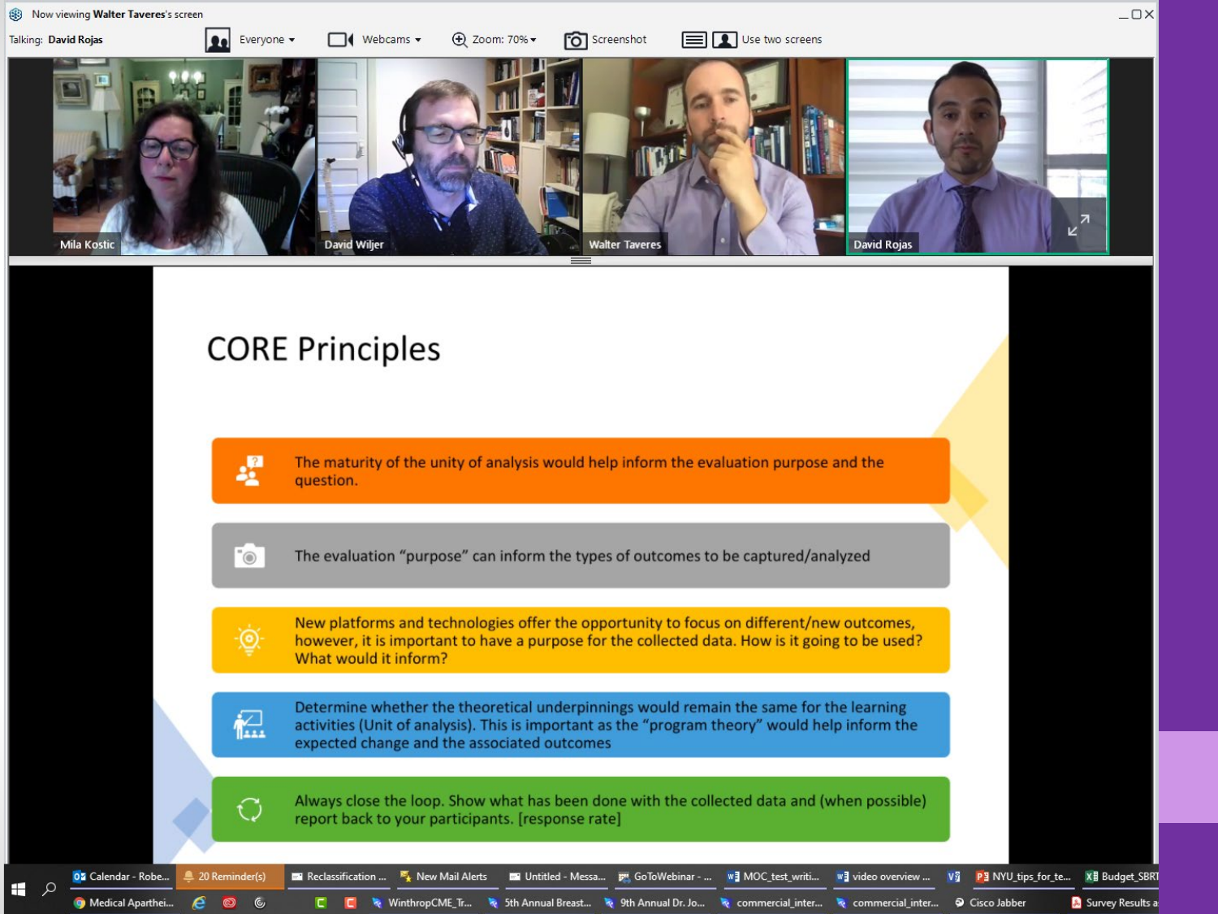# CORE Principles

- The maturity of the unity of analysis would help inform the evaluation purpose and the question.
- The evaluation "purpose" can inform the types of outcomes to be captured/analyzed
- New platforms and technologies offer the opportunity to focus on different/new outcomes, however, it is important to have a purpose for the collected data. How is it going to be used? What would it inform?
- Determine whether the theoretical underpinnings would remain the same for the learning activities (Unit of analysis). This is important as the "program theory" would help inform the expected change and the associated outcomes
- Always close the loop. Show what has been done with the collected data and (when possible) report back to your participants. [response rate]